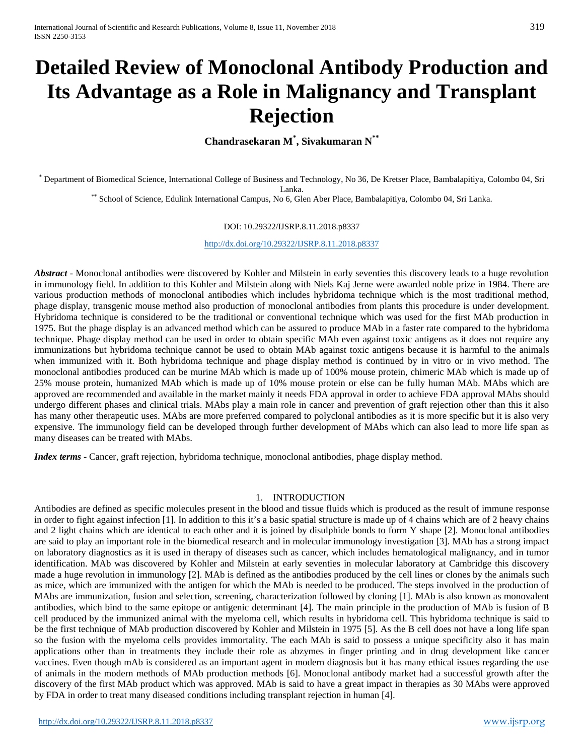# Detailed Review of Monoclonal Antibody Production and Its Advantage as a Role in Malignancy and Transplant Rejection

**Chandrasekaran M[*], Sivakumaran N[**]**

[*] Department of Biomedical Science, International College of Business and Technology, No 36, De Kretser Place, Bambalapitiya, Colombo 04, Sri Lanka.

[**] School of Science, Edulink International Campus, No 6, Glen Aber Place, Bambalapitiya, Colombo 04, Sri Lanka.

DOI: 10.29322/IJSRP.8.11.2018.p8337

http://dx.doi.org/10.29322/IJSRP.8.11.2018.p8337

***Abstract*** - Monoclonal antibodies were discovered by Kohler and Milstein in early seventies this discovery leads to a huge revolution in immunology field. In addition to this Kohler and Milstein along with Niels Kaj Jerne were awarded noble prize in 1984. There are various production methods of monoclonal antibodies which includes hybridoma technique which is the most traditional method, phage display, transgenic mouse method also production of monoclonal antibodies from plants this procedure is under development. Hybridoma technique is considered to be the traditional or conventional technique which was used for the first MAb production in 1975. But the phage display is an advanced method which can be assured to produce MAb in a faster rate compared to the hybridoma technique. Phage display method can be used in order to obtain specific MAb even against toxic antigens as it does not require any immunizations but hybridoma technique cannot be used to obtain MAb against toxic antigens because it is harmful to the animals when immunized with it. Both hybridoma technique and phage display method is continued by in vitro or in vivo method. The monoclonal antibodies produced can be murine MAb which is made up of 100% mouse protein, chimeric MAb which is made up of 25% mouse protein, humanized MAb which is made up of 10% mouse protein or else can be fully human MAb. MAbs which are approved are recommended and available in the market mainly it needs FDA approval in order to achieve FDA approval MAbs should undergo different phases and clinical trials. MAbs play a main role in cancer and prevention of graft rejection other than this it also has many other therapeutic uses. MAbs are more preferred compared to polyclonal antibodies as it is more specific but it is also very expensive. The immunology field can be developed through further development of MAbs which can also lead to more life span as many diseases can be treated with MAbs.

***Index terms*** - Cancer, graft rejection, hybridoma technique, monoclonal antibodies, phage display method.

## 1. INTRODUCTION

Antibodies are defined as specific molecules present in the blood and tissue fluids which is produced as the result of immune response in order to fight against infection [1]. In addition to this it's a basic spatial structure is made up of 4 chains which are of 2 heavy chains and 2 light chains which are identical to each other and it is joined by disulphide bonds to form Y shape [2]. Monoclonal antibodies are said to play an important role in the biomedical research and in molecular immunology investigation [3]. MAb has a strong impact on laboratory diagnostics as it is used in therapy of diseases such as cancer, which includes hematological malignancy, and in tumor identification. MAb was discovered by Kohler and Milstein at early seventies in molecular laboratory at Cambridge this discovery made a huge revolution in immunology [2]. MAb is defined as the antibodies produced by the cell lines or clones by the animals such as mice, which are immunized with the antigen for which the MAb is needed to be produced. The steps involved in the production of MAbs are immunization, fusion and selection, screening, characterization followed by cloning [1]. MAb is also known as monovalent antibodies, which bind to the same epitope or antigenic determinant [4]. The main principle in the production of MAb is fusion of B cell produced by the immunized animal with the myeloma cell, which results in hybridoma cell. This hybridoma technique is said to be the first technique of MAb production discovered by Kohler and Milstein in 1975 [5]. As the B cell does not have a long life span so the fusion with the myeloma cells provides immortality. The each MAb is said to possess a unique specificity also it has main applications other than in treatments they include their role as abzymes in finger printing and in drug development like cancer vaccines. Even though mAb is considered as an important agent in modern diagnosis but it has many ethical issues regarding the use of animals in the modern methods of MAb production methods [6]. Monoclonal antibody market had a successful growth after the discovery of the first MAb product which was approved. MAb is said to have a great impact in therapies as 30 MAbs were approved by FDA in order to treat many diseased conditions including transplant rejection in human [4].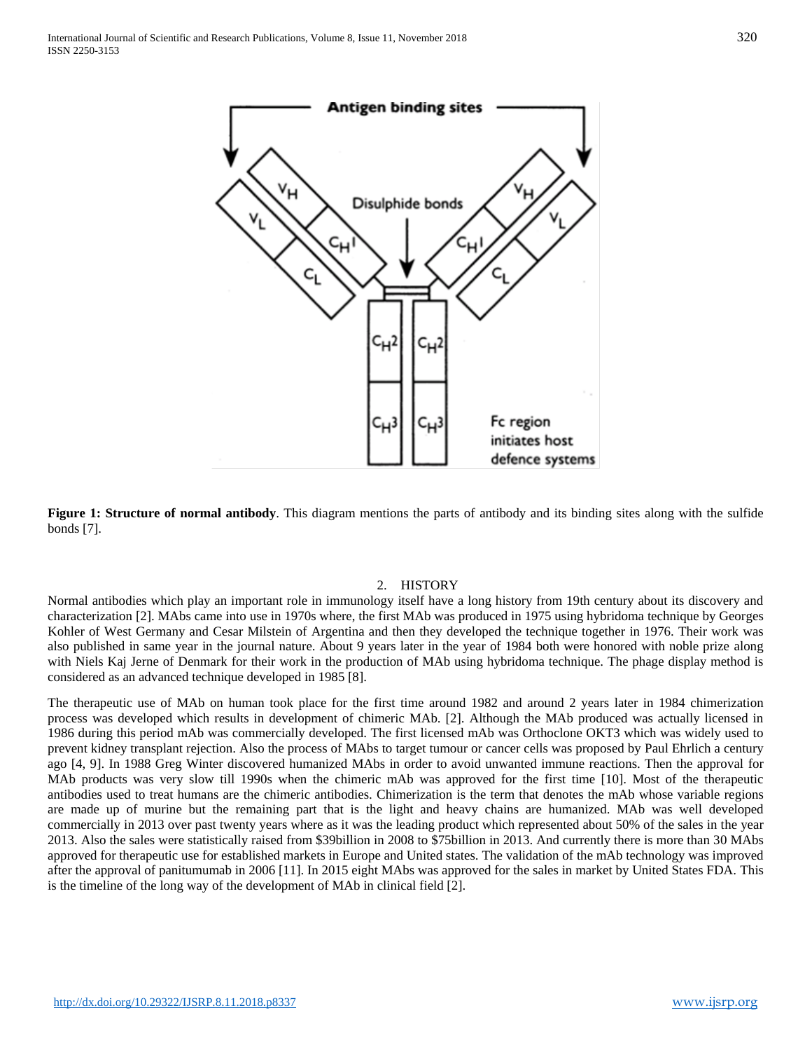**Figure 1: Structure of normal antibody**. This diagram mentions the parts of antibody and its binding sites along with the sulfide bonds [7].

## 2. HISTORY

Normal antibodies which play an important role in immunology itself have a long history from 19th century about its discovery and characterization [2]. MAbs came into use in 1970s where, the first MAb was produced in 1975 using hybridoma technique by Georges Kohler of West Germany and Cesar Milstein of Argentina and then they developed the technique together in 1976. Their work was also published in same year in the journal nature. About 9 years later in the year of 1984 both were honored with noble prize along with Niels Kaj Jerne of Denmark for their work in the production of MAb using hybridoma technique. The phage display method is considered as an advanced technique developed in 1985 [8].

The therapeutic use of MAb on human took place for the first time around 1982 and around 2 years later in 1984 chimerization process was developed which results in development of chimeric MAb. [2]. Although the MAb produced was actually licensed in 1986 during this period mAb was commercially developed. The first licensed mAb was Orthoclone OKT3 which was widely used to prevent kidney transplant rejection. Also the process of MAbs to target tumour or cancer cells was proposed by Paul Ehrlich a century ago [4, 9]. In 1988 Greg Winter discovered humanized MAbs in order to avoid unwanted immune reactions. Then the approval for MAb products was very slow till 1990s when the chimeric mAb was approved for the first time [10]. Most of the therapeutic antibodies used to treat humans are the chimeric antibodies. Chimerization is the term that denotes the mAb whose variable regions are made up of murine but the remaining part that is the light and heavy chains are humanized. MAb was well developed commercially in 2013 over past twenty years where as it was the leading product which represented about 50% of the sales in the year 2013. Also the sales were statistically raised from $39billion in 2008 to $75billion in 2013. And currently there is more than 30 MAbs approved for therapeutic use for established markets in Europe and United states. The validation of the mAb technology was improved after the approval of panitumumab in 2006 [11]. In 2015 eight MAbs was approved for the sales in market by United States FDA. This is the timeline of the long way of the development of MAb in clinical field [2].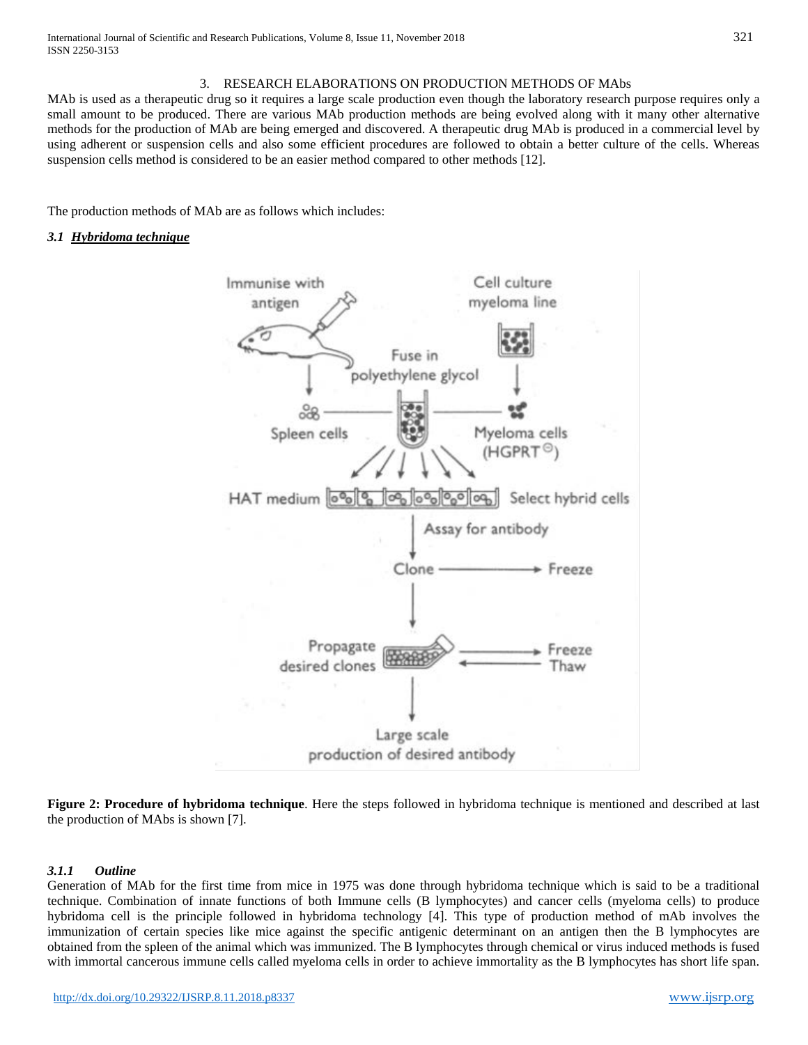## 3. RESEARCH ELABORATIONS ON PRODUCTION METHODS OF MAbs

MAb is used as a therapeutic drug so it requires a large scale production even though the laboratory research purpose requires only a small amount to be produced. There are various MAb production methods are being evolved along with it many other alternative methods for the production of MAb are being emerged and discovered. A therapeutic drug MAb is produced in a commercial level by using adherent or suspension cells and also some efficient procedures are followed to obtain a better culture of the cells. Whereas suspension cells method is considered to be an easier method compared to other methods [12].

The production methods of MAb are as follows which includes:

### *3.1 Hybridoma technique*

**Figure 2: Procedure of hybridoma technique**. Here the steps followed in hybridoma technique is mentioned and described at last the production of MAbs is shown [7].

#### *3.1.1 Outline*

Generation of MAb for the first time from mice in 1975 was done through hybridoma technique which is said to be a traditional technique. Combination of innate functions of both Immune cells (B lymphocytes) and cancer cells (myeloma cells) to produce hybridoma cell is the principle followed in hybridoma technology [4]. This type of production method of mAb involves the immunization of certain species like mice against the specific antigenic determinant on an antigen then the B lymphocytes are obtained from the spleen of the animal which was immunized. The B lymphocytes through chemical or virus induced methods is fused with immortal cancerous immune cells called myeloma cells in order to achieve immortality as the B lymphocytes has short life span.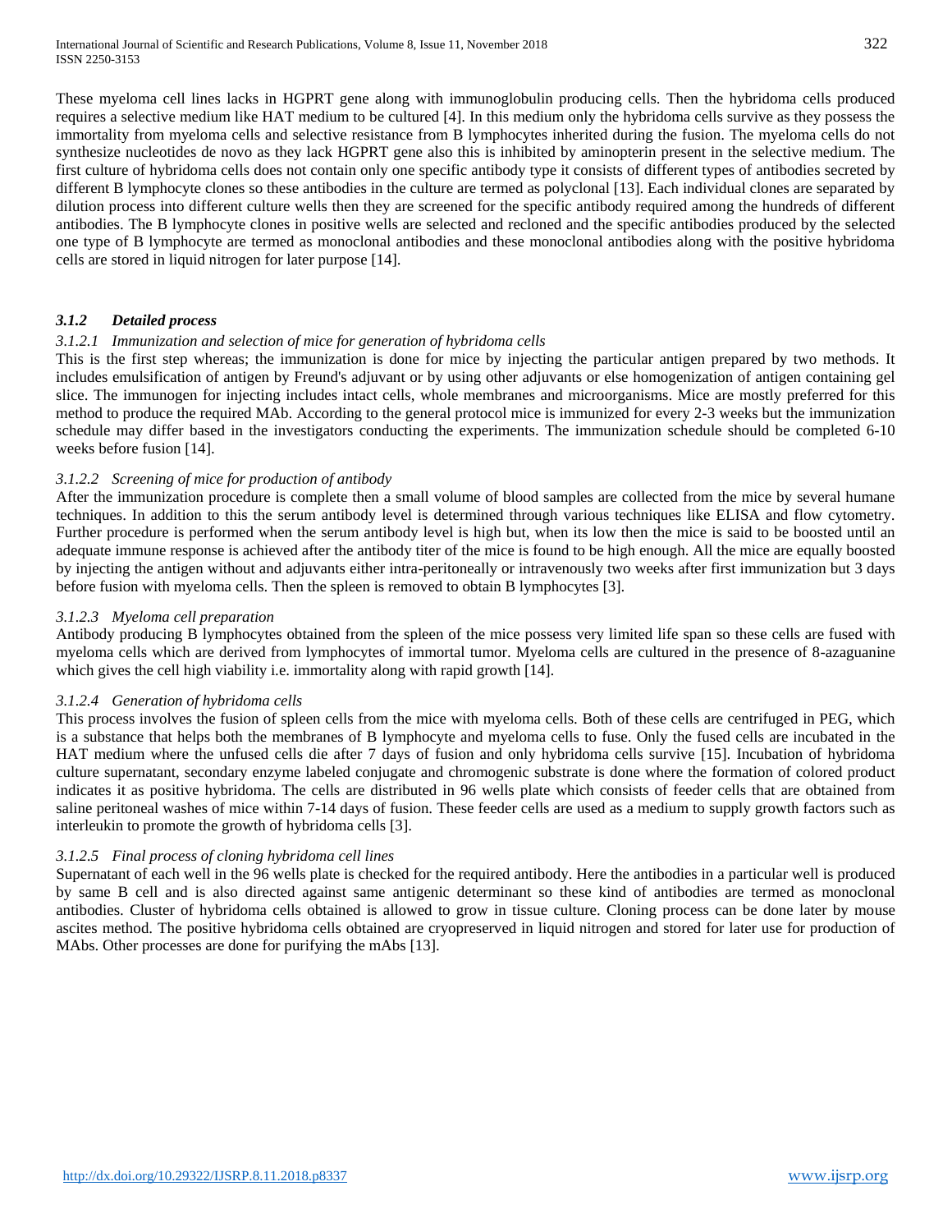These myeloma cell lines lacks in HGPRT gene along with immunoglobulin producing cells. Then the hybridoma cells produced requires a selective medium like HAT medium to be cultured [4]. In this medium only the hybridoma cells survive as they possess the immortality from myeloma cells and selective resistance from B lymphocytes inherited during the fusion. The myeloma cells do not synthesize nucleotides de novo as they lack HGPRT gene also this is inhibited by aminopterin present in the selective medium. The first culture of hybridoma cells does not contain only one specific antibody type it consists of different types of antibodies secreted by different B lymphocyte clones so these antibodies in the culture are termed as polyclonal [13]. Each individual clones are separated by dilution process into different culture wells then they are screened for the specific antibody required among the hundreds of different antibodies. The B lymphocyte clones in positive wells are selected and recloned and the specific antibodies produced by the selected one type of B lymphocyte are termed as monoclonal antibodies and these monoclonal antibodies along with the positive hybridoma cells are stored in liquid nitrogen for later purpose [14].

### *3.1.2 Detailed process*

#### *3.1.2.1 Immunization and selection of mice for generation of hybridoma cells*

This is the first step whereas; the immunization is done for mice by injecting the particular antigen prepared by two methods. It includes emulsification of antigen by Freund's adjuvant or by using other adjuvants or else homogenization of antigen containing gel slice. The immunogen for injecting includes intact cells, whole membranes and microorganisms. Mice are mostly preferred for this method to produce the required MAb. According to the general protocol mice is immunized for every 2-3 weeks but the immunization schedule may differ based in the investigators conducting the experiments. The immunization schedule should be completed 6-10 weeks before fusion [14].

#### *3.1.2.2 Screening of mice for production of antibody*

After the immunization procedure is complete then a small volume of blood samples are collected from the mice by several humane techniques. In addition to this the serum antibody level is determined through various techniques like ELISA and flow cytometry. Further procedure is performed when the serum antibody level is high but, when its low then the mice is said to be boosted until an adequate immune response is achieved after the antibody titer of the mice is found to be high enough. All the mice are equally boosted by injecting the antigen without and adjuvants either intra-peritoneally or intravenously two weeks after first immunization but 3 days before fusion with myeloma cells. Then the spleen is removed to obtain B lymphocytes [3].

#### *3.1.2.3 Myeloma cell preparation*

Antibody producing B lymphocytes obtained from the spleen of the mice possess very limited life span so these cells are fused with myeloma cells which are derived from lymphocytes of immortal tumor. Myeloma cells are cultured in the presence of 8-azaguanine which gives the cell high viability i.e. immortality along with rapid growth [14].

#### *3.1.2.4 Generation of hybridoma cells*

This process involves the fusion of spleen cells from the mice with myeloma cells. Both of these cells are centrifuged in PEG, which is a substance that helps both the membranes of B lymphocyte and myeloma cells to fuse. Only the fused cells are incubated in the HAT medium where the unfused cells die after 7 days of fusion and only hybridoma cells survive [15]. Incubation of hybridoma culture supernatant, secondary enzyme labeled conjugate and chromogenic substrate is done where the formation of colored product indicates it as positive hybridoma. The cells are distributed in 96 wells plate which consists of feeder cells that are obtained from saline peritoneal washes of mice within 7-14 days of fusion. These feeder cells are used as a medium to supply growth factors such as interleukin to promote the growth of hybridoma cells [3].

#### *3.1.2.5 Final process of cloning hybridoma cell lines*

Supernatant of each well in the 96 wells plate is checked for the required antibody. Here the antibodies in a particular well is produced by same B cell and is also directed against same antigenic determinant so these kind of antibodies are termed as monoclonal antibodies. Cluster of hybridoma cells obtained is allowed to grow in tissue culture. Cloning process can be done later by mouse ascites method. The positive hybridoma cells obtained are cryopreserved in liquid nitrogen and stored for later use for production of MAbs. Other processes are done for purifying the mAbs [13].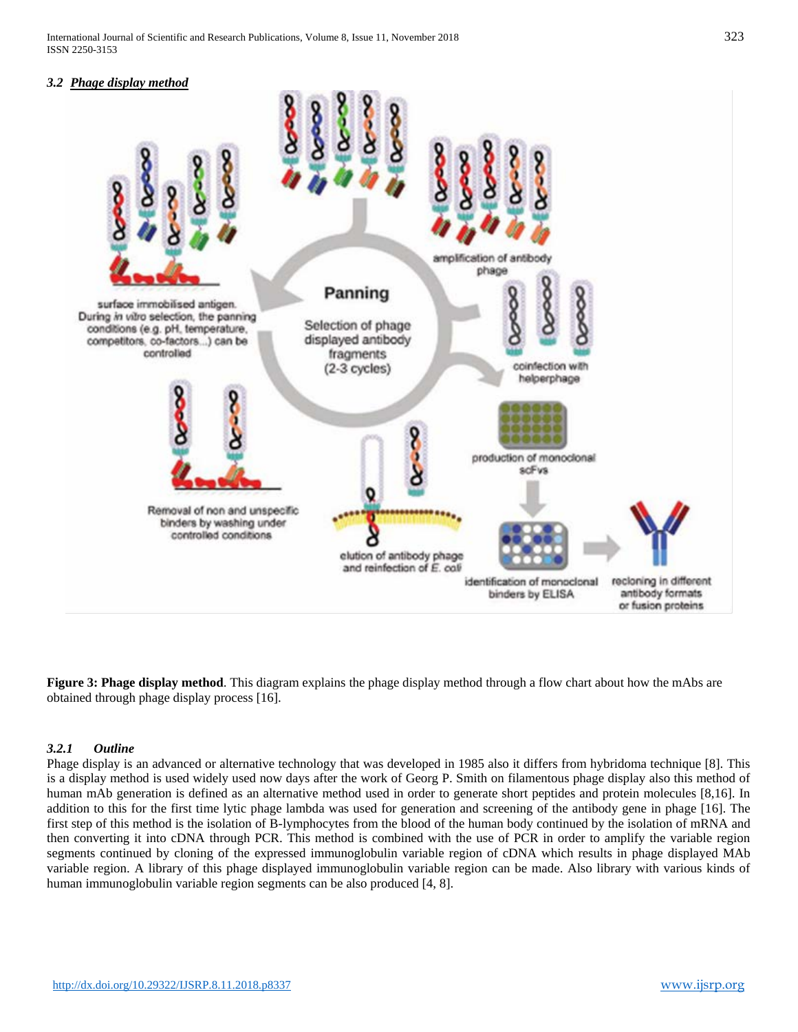### *3.2 Phage display method*

**Figure 3: Phage display method**. This diagram explains the phage display method through a flow chart about how the mAbs are obtained through phage display process [16].

#### *3.2.1 Outline*

Phage display is an advanced or alternative technology that was developed in 1985 also it differs from hybridoma technique [8]. This is a display method is used widely used now days after the work of Georg P. Smith on filamentous phage display also this method of human mAb generation is defined as an alternative method used in order to generate short peptides and protein molecules [8,16]. In addition to this for the first time lytic phage lambda was used for generation and screening of the antibody gene in phage [16]. The first step of this method is the isolation of B-lymphocytes from the blood of the human body continued by the isolation of mRNA and then converting it into cDNA through PCR. This method is combined with the use of PCR in order to amplify the variable region segments continued by cloning of the expressed immunoglobulin variable region of cDNA which results in phage displayed MAb variable region. A library of this phage displayed immunoglobulin variable region can be made. Also library with various kinds of human immunoglobulin variable region segments can be also produced [4, 8].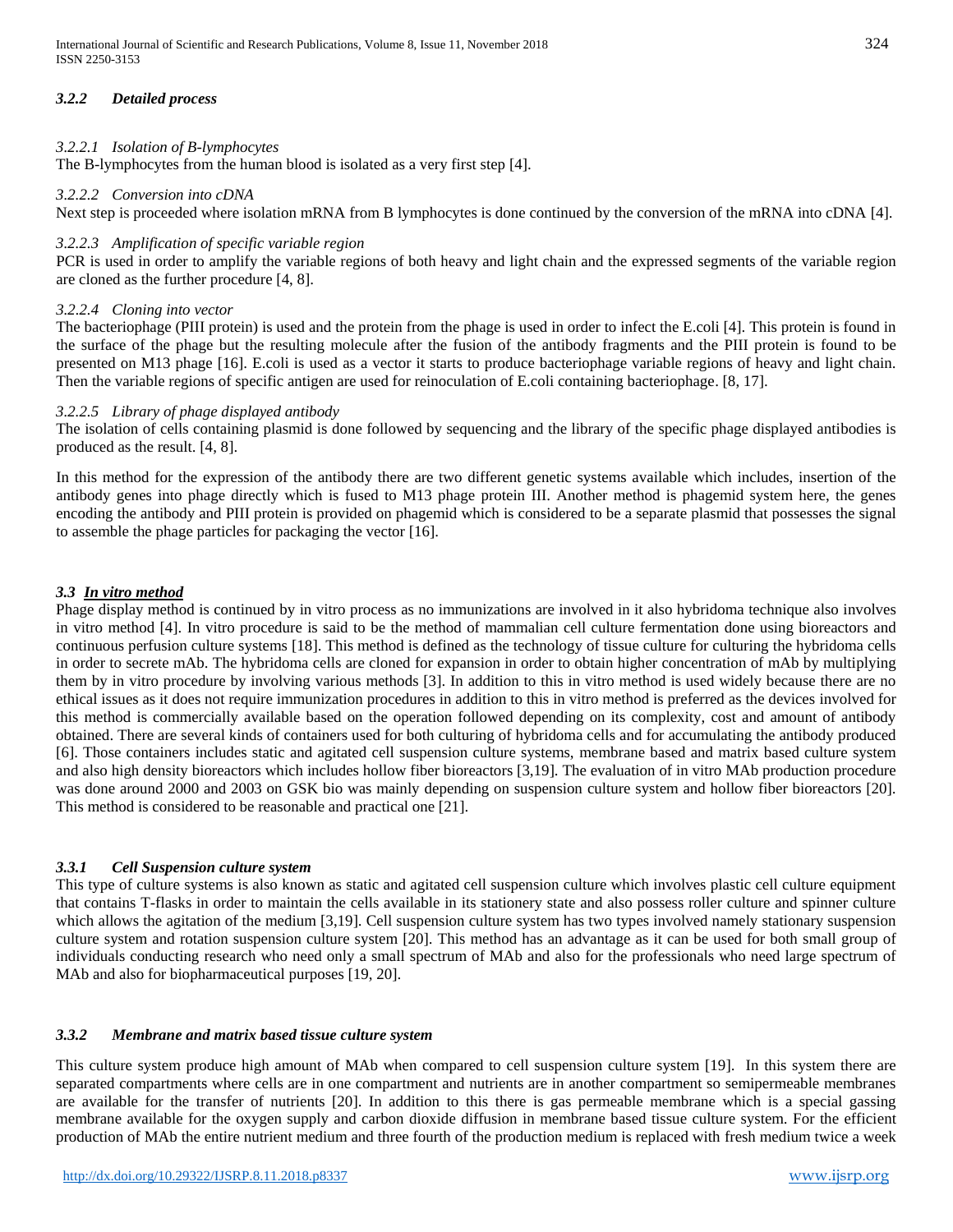#### *3.2.2 Detailed process*

##### *3.2.2.1 Isolation of B-lymphocytes*

The B-lymphocytes from the human blood is isolated as a very first step [4].

##### *3.2.2.2 Conversion into cDNA*

Next step is proceeded where isolation mRNA from B lymphocytes is done continued by the conversion of the mRNA into cDNA [4].

##### *3.2.2.3 Amplification of specific variable region*

PCR is used in order to amplify the variable regions of both heavy and light chain and the expressed segments of the variable region are cloned as the further procedure [4, 8].

##### *3.2.2.4 Cloning into vector*

The bacteriophage (PIII protein) is used and the protein from the phage is used in order to infect the E.coli [4]. This protein is found in the surface of the phage but the resulting molecule after the fusion of the antibody fragments and the PIII protein is found to be presented on M13 phage [16]. E.coli is used as a vector it starts to produce bacteriophage variable regions of heavy and light chain. Then the variable regions of specific antigen are used for reinoculation of E.coli containing bacteriophage. [8, 17].

##### *3.2.2.5 Library of phage displayed antibody*

The isolation of cells containing plasmid is done followed by sequencing and the library of the specific phage displayed antibodies is produced as the result. [4, 8].

In this method for the expression of the antibody there are two different genetic systems available which includes, insertion of the antibody genes into phage directly which is fused to M13 phage protein III. Another method is phagemid system here, the genes encoding the antibody and PIII protein is provided on phagemid which is considered to be a separate plasmid that possesses the signal to assemble the phage particles for packaging the vector [16].

### *3.3 <u>In vitro method</u>*

Phage display method is continued by in vitro process as no immunizations are involved in it also hybridoma technique also involves in vitro method [4]. In vitro procedure is said to be the method of mammalian cell culture fermentation done using bioreactors and continuous perfusion culture systems [18]. This method is defined as the technology of tissue culture for culturing the hybridoma cells in order to secrete mAb. The hybridoma cells are cloned for expansion in order to obtain higher concentration of mAb by multiplying them by in vitro procedure by involving various methods [3]. In addition to this in vitro method is used widely because there are no ethical issues as it does not require immunization procedures in addition to this in vitro method is preferred as the devices involved for this method is commercially available based on the operation followed depending on its complexity, cost and amount of antibody obtained. There are several kinds of containers used for both culturing of hybridoma cells and for accumulating the antibody produced [6]. Those containers includes static and agitated cell suspension culture systems, membrane based and matrix based culture system and also high density bioreactors which includes hollow fiber bioreactors [3,19]. The evaluation of in vitro MAb production procedure was done around 2000 and 2003 on GSK bio was mainly depending on suspension culture system and hollow fiber bioreactors [20]. This method is considered to be reasonable and practical one [21].

#### *3.3.1 Cell Suspension culture system*

This type of culture systems is also known as static and agitated cell suspension culture which involves plastic cell culture equipment that contains T-flasks in order to maintain the cells available in its stationery state and also possess roller culture and spinner culture which allows the agitation of the medium [3,19]. Cell suspension culture system has two types involved namely stationary suspension culture system and rotation suspension culture system [20]. This method has an advantage as it can be used for both small group of individuals conducting research who need only a small spectrum of MAb and also for the professionals who need large spectrum of MAb and also for biopharmaceutical purposes [19, 20].

#### *3.3.2 Membrane and matrix based tissue culture system*

This culture system produce high amount of MAb when compared to cell suspension culture system [19]. In this system there are separated compartments where cells are in one compartment and nutrients are in another compartment so semipermeable membranes are available for the transfer of nutrients [20]. In addition to this there is gas permeable membrane which is a special gassing membrane available for the oxygen supply and carbon dioxide diffusion in membrane based tissue culture system. For the efficient production of MAb the entire nutrient medium and three fourth of the production medium is replaced with fresh medium twice a week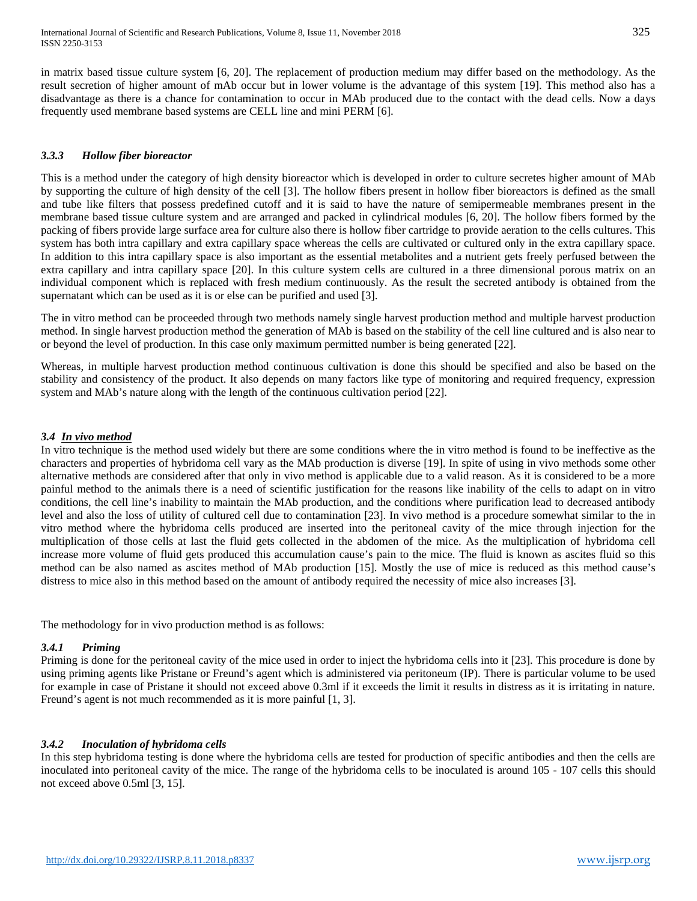in matrix based tissue culture system [6, 20]. The replacement of production medium may differ based on the methodology. As the result secretion of higher amount of mAb occur but in lower volume is the advantage of this system [19]. This method also has a disadvantage as there is a chance for contamination to occur in MAb produced due to the contact with the dead cells. Now a days frequently used membrane based systems are CELL line and mini PERM [6].

### *3.3.3 Hollow fiber bioreactor*

This is a method under the category of high density bioreactor which is developed in order to culture secretes higher amount of MAb by supporting the culture of high density of the cell [3]. The hollow fibers present in hollow fiber bioreactors is defined as the small and tube like filters that possess predefined cutoff and it is said to have the nature of semipermeable membranes present in the membrane based tissue culture system and are arranged and packed in cylindrical modules [6, 20]. The hollow fibers formed by the packing of fibers provide large surface area for culture also there is hollow fiber cartridge to provide aeration to the cells cultures. This system has both intra capillary and extra capillary space whereas the cells are cultivated or cultured only in the extra capillary space. In addition to this intra capillary space is also important as the essential metabolites and a nutrient gets freely perfused between the extra capillary and intra capillary space [20]. In this culture system cells are cultured in a three dimensional porous matrix on an individual component which is replaced with fresh medium continuously. As the result the secreted antibody is obtained from the supernatant which can be used as it is or else can be purified and used [3].

The in vitro method can be proceeded through two methods namely single harvest production method and multiple harvest production method. In single harvest production method the generation of MAb is based on the stability of the cell line cultured and is also near to or beyond the level of production. In this case only maximum permitted number is being generated [22].

Whereas, in multiple harvest production method continuous cultivation is done this should be specified and also be based on the stability and consistency of the product. It also depends on many factors like type of monitoring and required frequency, expression system and MAb's nature along with the length of the continuous cultivation period [22].

### *3.4 In vivo method*

In vitro technique is the method used widely but there are some conditions where the in vitro method is found to be ineffective as the characters and properties of hybridoma cell vary as the MAb production is diverse [19]. In spite of using in vivo methods some other alternative methods are considered after that only in vivo method is applicable due to a valid reason. As it is considered to be a more painful method to the animals there is a need of scientific justification for the reasons like inability of the cells to adapt on in vitro conditions, the cell line's inability to maintain the MAb production, and the conditions where purification lead to decreased antibody level and also the loss of utility of cultured cell due to contamination [23]. In vivo method is a procedure somewhat similar to the in vitro method where the hybridoma cells produced are inserted into the peritoneal cavity of the mice through injection for the multiplication of those cells at last the fluid gets collected in the abdomen of the mice. As the multiplication of hybridoma cell increase more volume of fluid gets produced this accumulation cause's pain to the mice. The fluid is known as ascites fluid so this method can be also named as ascites method of MAb production [15]. Mostly the use of mice is reduced as this method cause's distress to mice also in this method based on the amount of antibody required the necessity of mice also increases [3].

The methodology for in vivo production method is as follows:

### *3.4.1 Priming*

Priming is done for the peritoneal cavity of the mice used in order to inject the hybridoma cells into it [23]. This procedure is done by using priming agents like Pristane or Freund's agent which is administered via peritoneum (IP). There is particular volume to be used for example in case of Pristane it should not exceed above 0.3ml if it exceeds the limit it results in distress as it is irritating in nature. Freund's agent is not much recommended as it is more painful [1, 3].

### *3.4.2 Inoculation of hybridoma cells*

In this step hybridoma testing is done where the hybridoma cells are tested for production of specific antibodies and then the cells are inoculated into peritoneal cavity of the mice. The range of the hybridoma cells to be inoculated is around $10^5$ - $10^7$ cells this should not exceed above 0.5ml [3, 15].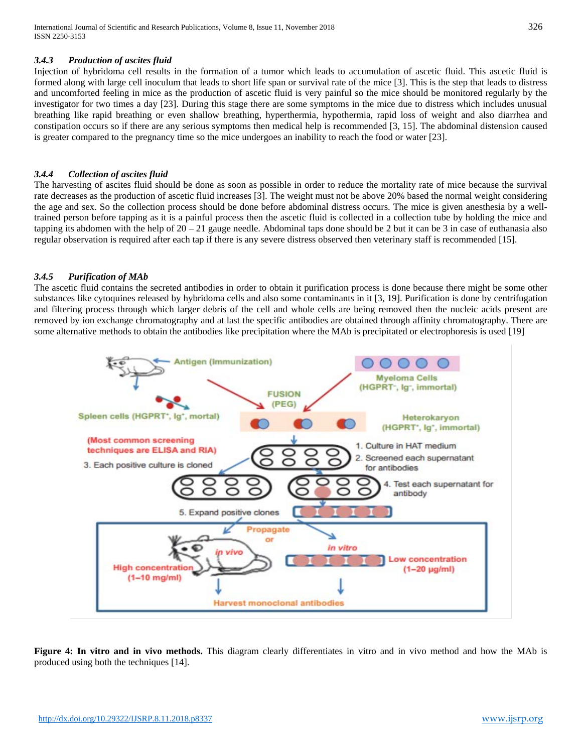### 3.4.3 Production of ascites fluid

Injection of hybridoma cell results in the formation of a tumor which leads to accumulation of ascetic fluid. This ascetic fluid is formed along with large cell inoculum that leads to short life span or survival rate of the mice [3]. This is the step that leads to distress and uncomforted feeling in mice as the production of ascetic fluid is very painful so the mice should be monitored regularly by the investigator for two times a day [23]. During this stage there are some symptoms in the mice due to distress which includes unusual breathing like rapid breathing or even shallow breathing, hyperthermia, hypothermia, rapid loss of weight and also diarrhea and constipation occurs so if there are any serious symptoms then medical help is recommended [3, 15]. The abdominal distension caused is greater compared to the pregnancy time so the mice undergoes an inability to reach the food or water [23].

### 3.4.4 Collection of ascites fluid

The harvesting of ascites fluid should be done as soon as possible in order to reduce the mortality rate of mice because the survival rate decreases as the production of ascetic fluid increases [3]. The weight must not be above 20% based the normal weight considering the age and sex. So the collection process should be done before abdominal distress occurs. The mice is given anesthesia by a well-trained person before tapping as it is a painful process then the ascetic fluid is collected in a collection tube by holding the mice and tapping its abdomen with the help of 20 – 21 gauge needle. Abdominal taps done should be 2 but it can be 3 in case of euthanasia also regular observation is required after each tap if there is any severe distress observed then veterinary staff is recommended [15].

### 3.4.5 Purification of MAb

The ascetic fluid contains the secreted antibodies in order to obtain it purification process is done because there might be some other substances like cytoquines released by hybridoma cells and also some contaminants in it [3, 19]. Purification is done by centrifugation and filtering process through which larger debris of the cell and whole cells are being removed then the nucleic acids present are removed by ion exchange chromatography and at last the specific antibodies are obtained through affinity chromatography. There are some alternative methods to obtain the antibodies like precipitation where the MAb is precipitated or electrophoresis is used [19]

**Figure 4: In vitro and in vivo methods.** This diagram clearly differentiates in vitro and in vivo method and how the MAb is produced using both the techniques [14].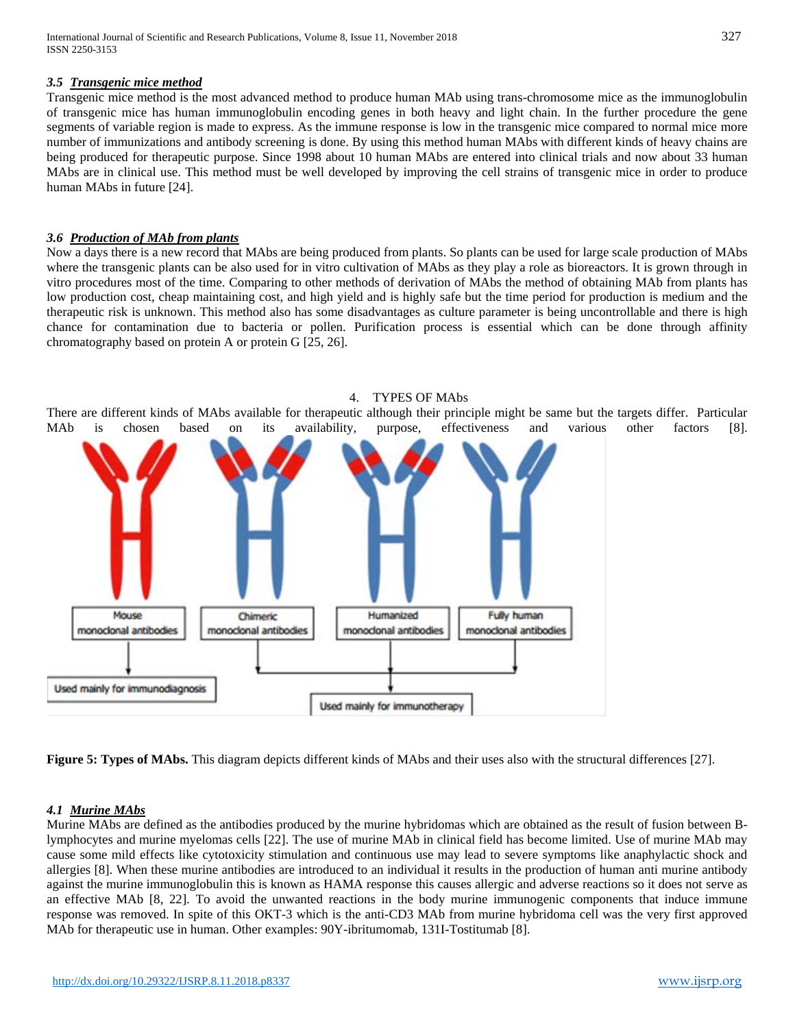### 3.5 Transgenic mice method

Transgenic mice method is the most advanced method to produce human MAb using trans-chromosome mice as the immunoglobulin of transgenic mice has human immunoglobulin encoding genes in both heavy and light chain. In the further procedure the gene segments of variable region is made to express. As the immune response is low in the transgenic mice compared to normal mice more number of immunizations and antibody screening is done. By using this method human MAbs with different kinds of heavy chains are being produced for therapeutic purpose. Since 1998 about 10 human MAbs are entered into clinical trials and now about 33 human MAbs are in clinical use. This method must be well developed by improving the cell strains of transgenic mice in order to produce human MAbs in future [24].

### 3.6 Production of MAb from plants

Now a days there is a new record that MAbs are being produced from plants. So plants can be used for large scale production of MAbs where the transgenic plants can be also used for in vitro cultivation of MAbs as they play a role as bioreactors. It is grown through in vitro procedures most of the time. Comparing to other methods of derivation of MAbs the method of obtaining MAb from plants has low production cost, cheap maintaining cost, and high yield and is highly safe but the time period for production is medium and the therapeutic risk is unknown. This method also has some disadvantages as culture parameter is being uncontrollable and there is high chance for contamination due to bacteria or pollen. Purification process is essential which can be done through affinity chromatography based on protein A or protein G [25, 26].

## 4. TYPES OF MAbs

There are different kinds of MAbs available for therapeutic although their principle might be same but the targets differ. Particular MAb is chosen based on its availability, purpose, effectiveness and various other factors [8].

Mouse monoclonal antibodies | Chimeric monoclonal antibodies | Humanized monoclonal antibodies | Fully human monoclonal antibodies

Used mainly for immunodiagnosis

Used mainly for immunotherapy

**Figure 5: Types of MAbs.** This diagram depicts different kinds of MAbs and their uses also with the structural differences [27].

### 4.1 Murine MAbs

Murine MAbs are defined as the antibodies produced by the murine hybridomas which are obtained as the result of fusion between B-lymphocytes and murine myelomas cells [22]. The use of murine MAb in clinical field has become limited. Use of murine MAb may cause some mild effects like cytotoxicity stimulation and continuous use may lead to severe symptoms like anaphylactic shock and allergies [8]. When these murine antibodies are introduced to an individual it results in the production of human anti murine antibody against the murine immunoglobulin this is known as HAMA response this causes allergic and adverse reactions so it does not serve as an effective MAb [8, 22]. To avoid the unwanted reactions in the body murine immunogenic components that induce immune response was removed. In spite of this OKT-3 which is the anti-CD3 MAb from murine hybridoma cell was the very first approved MAb for therapeutic use in human. Other examples: 90Y-ibritumomab, 131I-Tostitumab [8].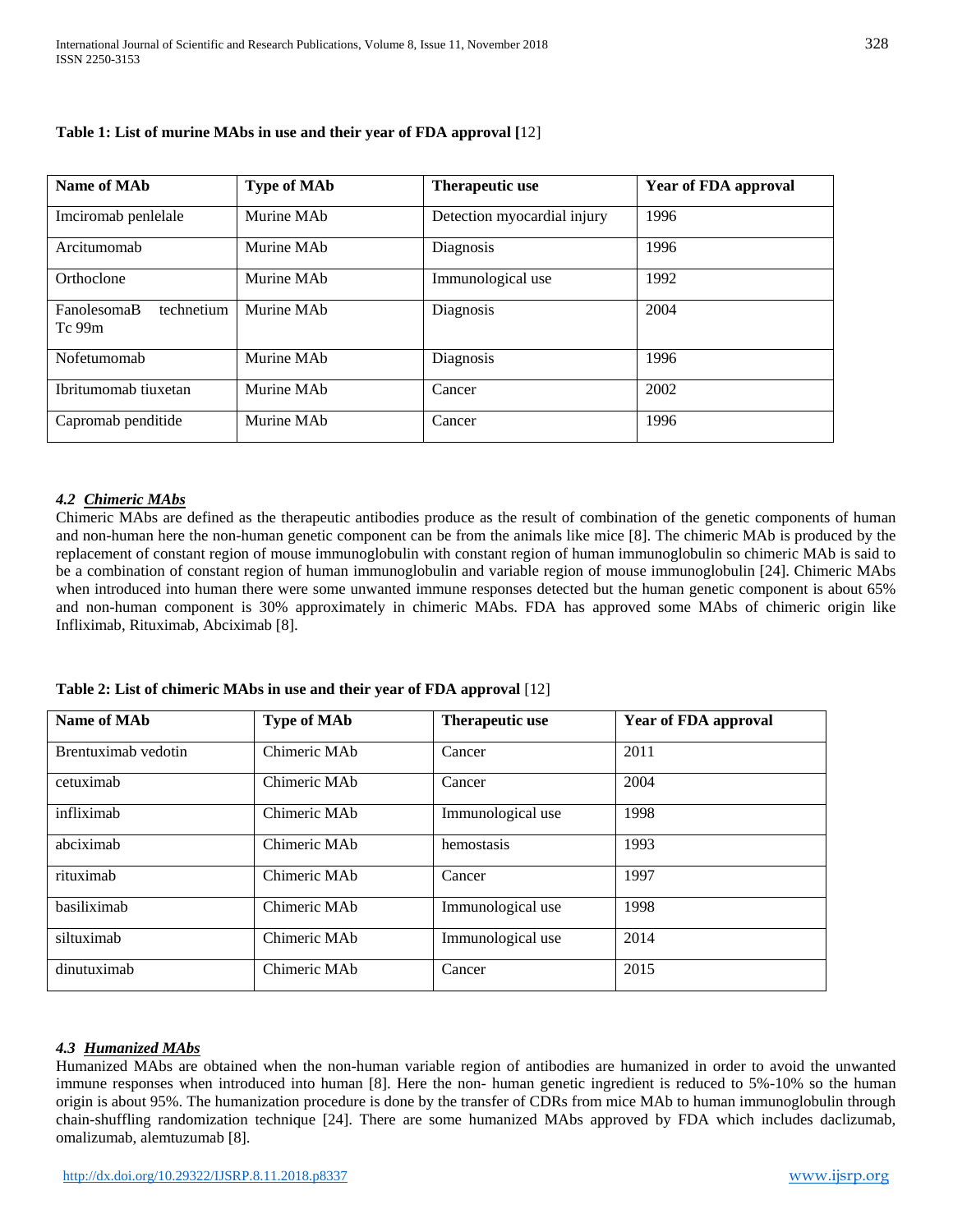**Table 1: List of murine MAbs in use and their year of FDA approval [**12]

| Name of MAb | Type of MAb | Therapeutic use | Year of FDA approval |
|---|---|---|---|
| Imciromab penlelale | Murine MAb | Detection myocardial injury | 1996 |
| Arcitumomab | Murine MAb | Diagnosis | 1996 |
| Orthoclone | Murine MAb | Immunological use | 1992 |
| FanolesomaB technetium Tc 99m | Murine MAb | Diagnosis | 2004 |
| Nofetumomab | Murine MAb | Diagnosis | 1996 |
| Ibritumomab tiuxetan | Murine MAb | Cancer | 2002 |
| Capromab penditide | Murine MAb | Cancer | 1996 |

### *4.2 Chimeric MAbs*

Chimeric MAbs are defined as the therapeutic antibodies produce as the result of combination of the genetic components of human and non-human here the non-human genetic component can be from the animals like mice [8]. The chimeric MAb is produced by the replacement of constant region of mouse immunoglobulin with constant region of human immunoglobulin so chimeric MAb is said to be a combination of constant region of human immunoglobulin and variable region of mouse immunoglobulin [24]. Chimeric MAbs when introduced into human there were some unwanted immune responses detected but the human genetic component is about 65% and non-human component is 30% approximately in chimeric MAbs. FDA has approved some MAbs of chimeric origin like Infliximab, Rituximab, Abciximab [8].

**Table 2: List of chimeric MAbs in use and their year of FDA approval** [12]

| Name of MAb | Type of MAb | Therapeutic use | Year of FDA approval |
|---|---|---|---|
| Brentuximab vedotin | Chimeric MAb | Cancer | 2011 |
| cetuximab | Chimeric MAb | Cancer | 2004 |
| infliximab | Chimeric MAb | Immunological use | 1998 |
| abciximab | Chimeric MAb | hemostasis | 1993 |
| rituximab | Chimeric MAb | Cancer | 1997 |
| basiliximab | Chimeric MAb | Immunological use | 1998 |
| siltuximab | Chimeric MAb | Immunological use | 2014 |
| dinutuximab | Chimeric MAb | Cancer | 2015 |

### *4.3 Humanized MAbs*

Humanized MAbs are obtained when the non-human variable region of antibodies are humanized in order to avoid the unwanted immune responses when introduced into human [8]. Here the non- human genetic ingredient is reduced to 5%-10% so the human origin is about 95%. The humanization procedure is done by the transfer of CDRs from mice MAb to human immunoglobulin through chain-shuffling randomization technique [24]. There are some humanized MAbs approved by FDA which includes daclizumab, omalizumab, alemtuzumab [8].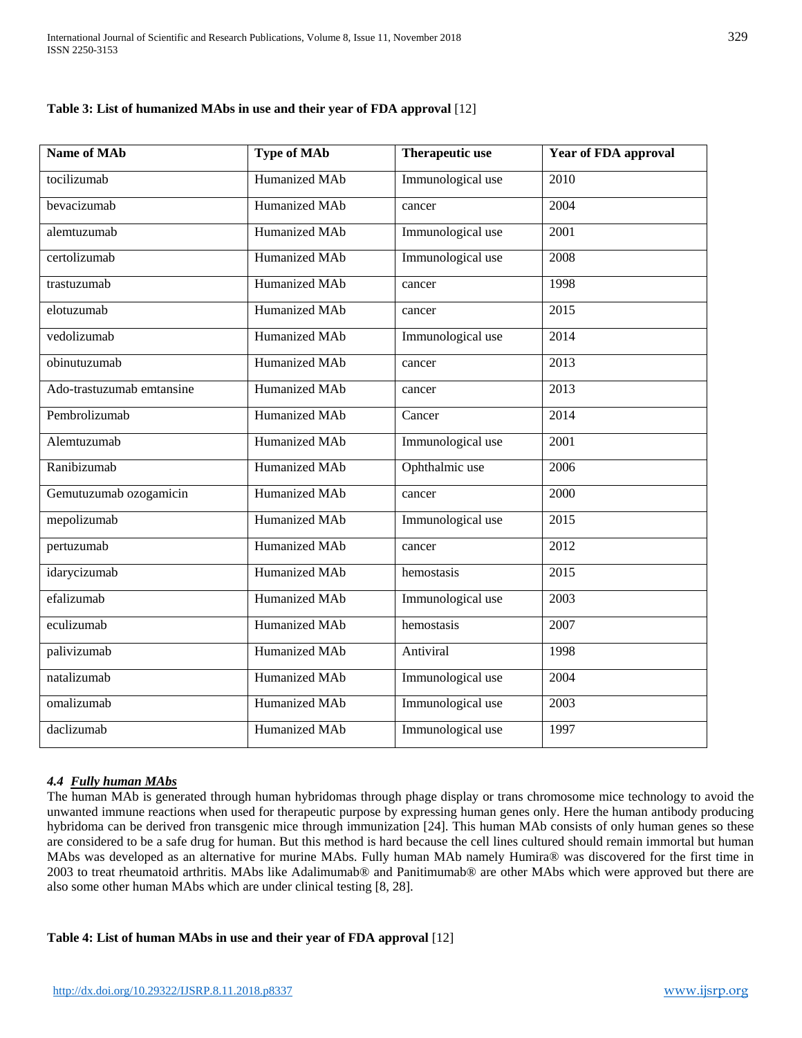**Table 3: List of humanized MAbs in use and their year of FDA approval** [12]

| Name of MAb | Type of MAb | Therapeutic use | Year of FDA approval |
| --- | --- | --- | --- |
| tocilizumab | Humanized MAb | Immunological use | 2010 |
| bevacizumab | Humanized MAb | cancer | 2004 |
| alemtuzumab | Humanized MAb | Immunological use | 2001 |
| certolizumab | Humanized MAb | Immunological use | 2008 |
| trastuzumab | Humanized MAb | cancer | 1998 |
| elotuzumab | Humanized MAb | cancer | 2015 |
| vedolizumab | Humanized MAb | Immunological use | 2014 |
| obinutuzumab | Humanized MAb | cancer | 2013 |
| Ado-trastuzumab emtansine | Humanized MAb | cancer | 2013 |
| Pembrolizumab | Humanized MAb | Cancer | 2014 |
| Alemtuzumab | Humanized MAb | Immunological use | 2001 |
| Ranibizumab | Humanized MAb | Ophthalmic use | 2006 |
| Gemutuzumab ozogamicin | Humanized MAb | cancer | 2000 |
| mepolizumab | Humanized MAb | Immunological use | 2015 |
| pertuzumab | Humanized MAb | cancer | 2012 |
| idarycizumab | Humanized MAb | hemostasis | 2015 |
| efalizumab | Humanized MAb | Immunological use | 2003 |
| eculizumab | Humanized MAb | hemostasis | 2007 |
| palivizumab | Humanized MAb | Antiviral | 1998 |
| natalizumab | Humanized MAb | Immunological use | 2004 |
| omalizumab | Humanized MAb | Immunological use | 2003 |
| daclizumab | Humanized MAb | Immunological use | 1997 |

### *4.4 Fully human MAbs*

The human MAb is generated through human hybridomas through phage display or trans chromosome mice technology to avoid the unwanted immune reactions when used for therapeutic purpose by expressing human genes only. Here the human antibody producing hybridoma can be derived fron transgenic mice through immunization [24]. This human MAb consists of only human genes so these are considered to be a safe drug for human. But this method is hard because the cell lines cultured should remain immortal but human MAbs was developed as an alternative for murine MAbs. Fully human MAb namely Humira® was discovered for the first time in 2003 to treat rheumatoid arthritis. MAbs like Adalimumab® and Panitimumab® are other MAbs which were approved but there are also some other human MAbs which are under clinical testing [8, 28].

**Table 4: List of human MAbs in use and their year of FDA approval** [12]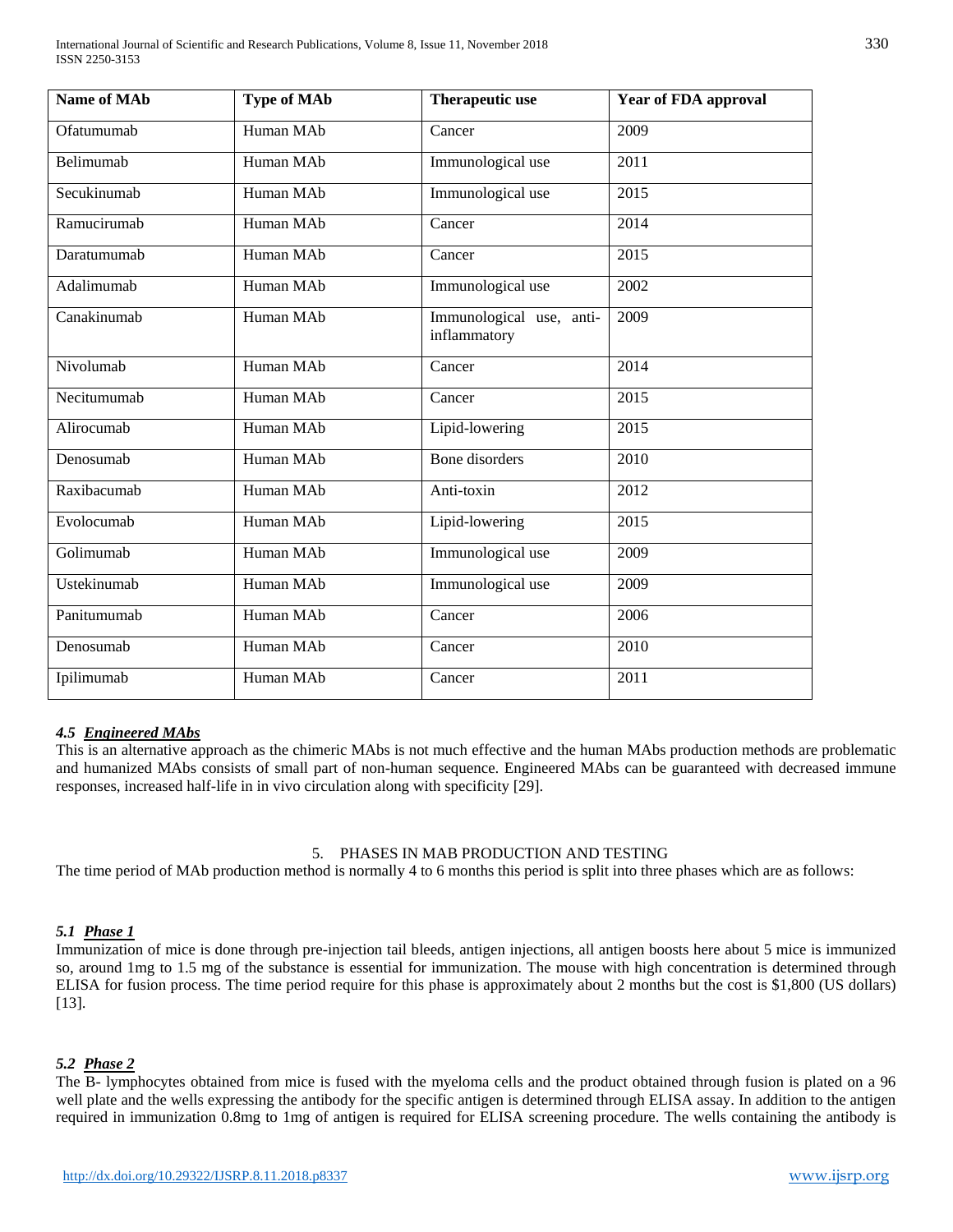| Name of MAb | Type of MAb | Therapeutic use | Year of FDA approval |
|---|---|---|---|
| Ofatumumab | Human MAb | Cancer | 2009 |
| Belimumab | Human MAb | Immunological use | 2011 |
| Secukinumab | Human MAb | Immunological use | 2015 |
| Ramucirumab | Human MAb | Cancer | 2014 |
| Daratumumab | Human MAb | Cancer | 2015 |
| Adalimumab | Human MAb | Immunological use | 2002 |
| Canakinumab | Human MAb | Immunological use, anti-inflammatory | 2009 |
| Nivolumab | Human MAb | Cancer | 2014 |
| Necitumumab | Human MAb | Cancer | 2015 |
| Alirocumab | Human MAb | Lipid-lowering | 2015 |
| Denosumab | Human MAb | Bone disorders | 2010 |
| Raxibacumab | Human MAb | Anti-toxin | 2012 |
| Evolocumab | Human MAb | Lipid-lowering | 2015 |
| Golimumab | Human MAb | Immunological use | 2009 |
| Ustekinumab | Human MAb | Immunological use | 2009 |
| Panitumumab | Human MAb | Cancer | 2006 |
| Denosumab | Human MAb | Cancer | 2010 |
| Ipilimumab | Human MAb | Cancer | 2011 |

### *4.5 Engineered MAbs*

This is an alternative approach as the chimeric MAbs is not much effective and the human MAbs production methods are problematic and humanized MAbs consists of small part of non-human sequence. Engineered MAbs can be guaranteed with decreased immune responses, increased half-life in in vivo circulation along with specificity [29].

## 5. PHASES IN MAB PRODUCTION AND TESTING

The time period of MAb production method is normally 4 to 6 months this period is split into three phases which are as follows:

### *5.1 Phase 1*

Immunization of mice is done through pre-injection tail bleeds, antigen injections, all antigen boosts here about 5 mice is immunized so, around 1mg to 1.5 mg of the substance is essential for immunization. The mouse with high concentration is determined through ELISA for fusion process. The time period require for this phase is approximately about 2 months but the cost is $1,800 (US dollars) [13].

### *5.2 Phase 2*

The B- lymphocytes obtained from mice is fused with the myeloma cells and the product obtained through fusion is plated on a 96 well plate and the wells expressing the antibody for the specific antigen is determined through ELISA assay. In addition to the antigen required in immunization 0.8mg to 1mg of antigen is required for ELISA screening procedure. The wells containing the antibody is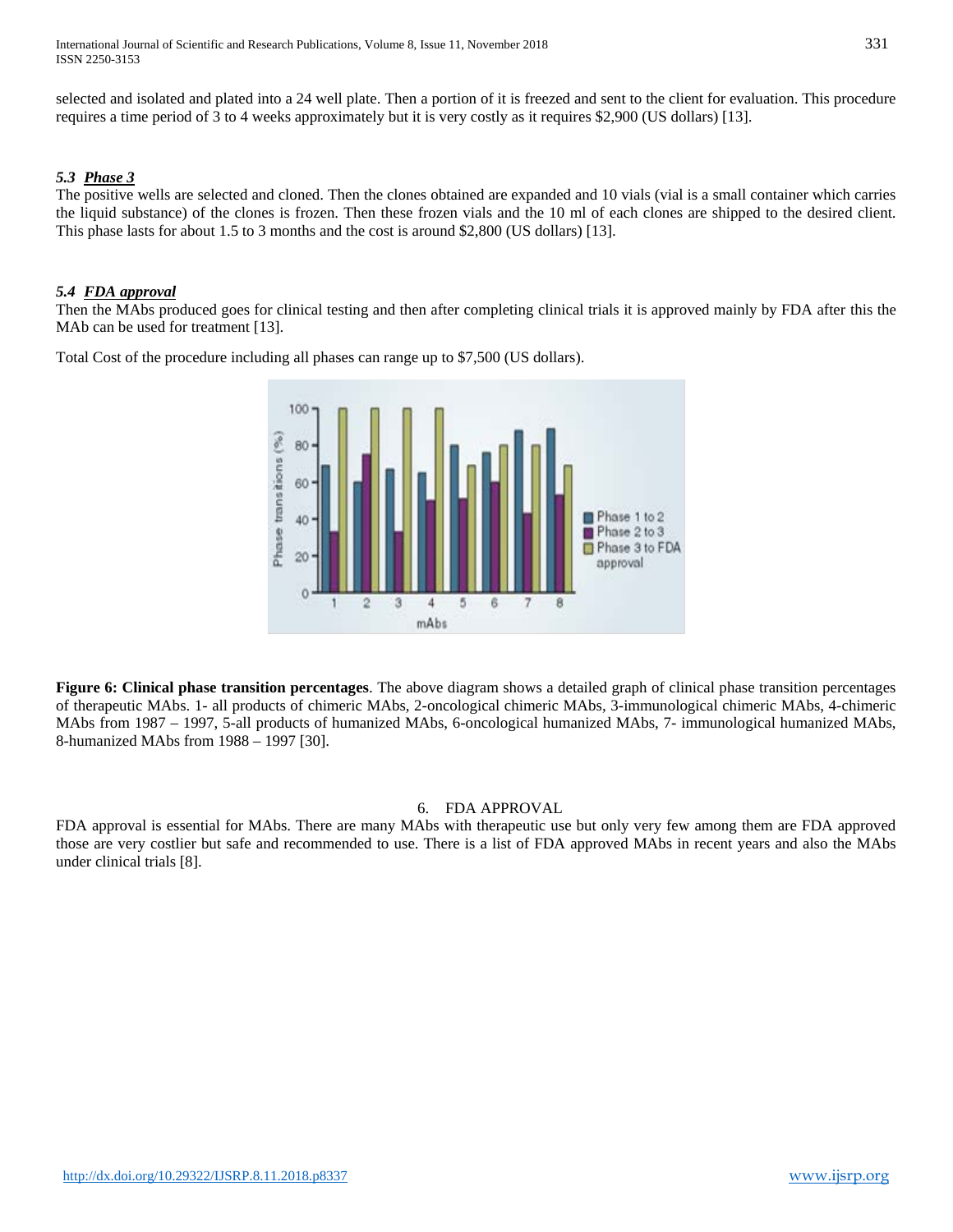selected and isolated and plated into a 24 well plate. Then a portion of it is freezed and sent to the client for evaluation. This procedure requires a time period of 3 to 4 weeks approximately but it is very costly as it requires $2,900 (US dollars) [13].

### 5.3 Phase 3

The positive wells are selected and cloned. Then the clones obtained are expanded and 10 vials (vial is a small container which carries the liquid substance) of the clones is frozen. Then these frozen vials and the 10 ml of each clones are shipped to the desired client. This phase lasts for about 1.5 to 3 months and the cost is around $2,800 (US dollars) [13].

### 5.4 FDA approval

Then the MAbs produced goes for clinical testing and then after completing clinical trials it is approved mainly by FDA after this the MAb can be used for treatment [13].

Total Cost of the procedure including all phases can range up to $7,500 (US dollars).

**Figure 6: Clinical phase transition percentages**. The above diagram shows a detailed graph of clinical phase transition percentages of therapeutic MAbs. 1- all products of chimeric MAbs, 2-oncological chimeric MAbs, 3-immunological chimeric MAbs, 4-chimeric MAbs from 1987 – 1997, 5-all products of humanized MAbs, 6-oncological humanized MAbs, 7- immunological humanized MAbs, 8-humanized MAbs from 1988 – 1997 [30].

## 6. FDA APPROVAL

FDA approval is essential for MAbs. There are many MAbs with therapeutic use but only very few among them are FDA approved those are very costlier but safe and recommended to use. There is a list of FDA approved MAbs in recent years and also the MAbs under clinical trials [8].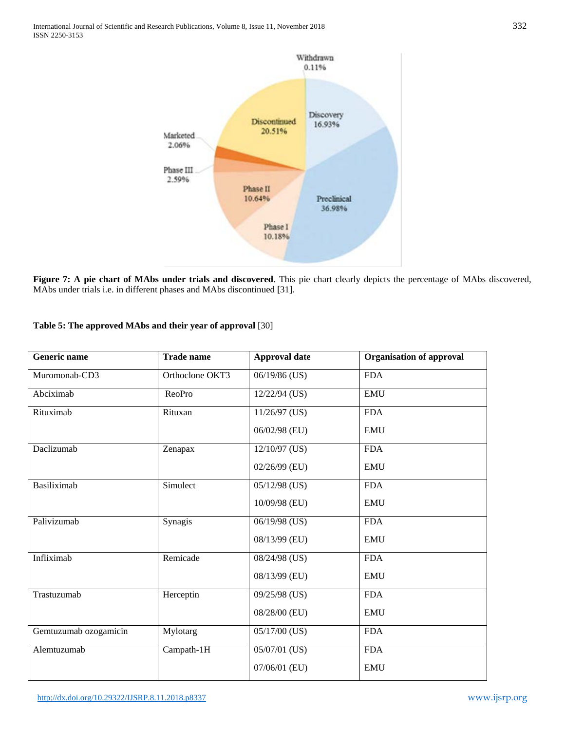**Figure 7: A pie chart of MAbs under trials and discovered**. This pie chart clearly depicts the percentage of MAbs discovered, MAbs under trials i.e. in different phases and MAbs discontinued [31].

**Table 5: The approved MAbs and their year of approval** [30]

| Generic name | Trade name | Approval date | Organisation of approval |
|---|---|---|---|
| Muromonab-CD3 | Orthoclone OKT3 | 06/19/86 (US) | FDA |
| Abciximab | ReoPro | 12/22/94 (US) | EMU |
| Rituximab | Rituxan | 11/26/97 (US)<br>06/02/98 (EU) | FDA<br>EMU |
| Daclizumab | Zenapax | 12/10/97 (US)<br>02/26/99 (EU) | FDA<br>EMU |
| Basiliximab | Simulect | 05/12/98 (US)<br>10/09/98 (EU) | FDA<br>EMU |
| Palivizumab | Synagis | 06/19/98 (US)<br>08/13/99 (EU) | FDA<br>EMU |
| Infliximab | Remicade | 08/24/98 (US)<br>08/13/99 (EU) | FDA<br>EMU |
| Trastuzumab | Herceptin | 09/25/98 (US)<br>08/28/00 (EU) | FDA<br>EMU |
| Gemtuzumab ozogamicin | Mylotarg | 05/17/00 (US) | FDA |
| Alemtuzumab | Campath-1H | 05/07/01 (US)<br>07/06/01 (EU) | FDA<br>EMU |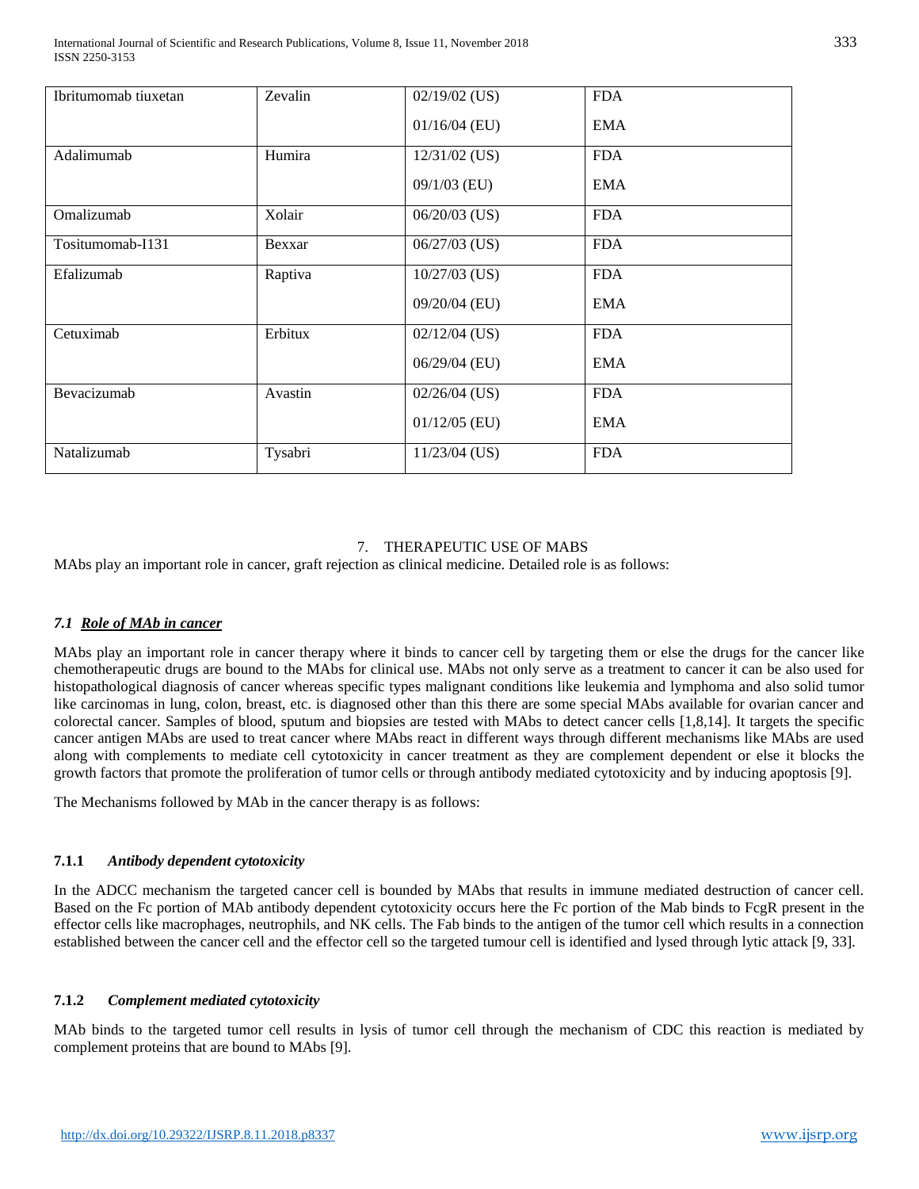| Ibritumomab tiuxetan | Zevalin | 02/19/02 (US)<br>01/16/04 (EU) | FDA<br>EMA |
|---|---|---|---|
| Adalimumab | Humira | 12/31/02 (US)<br>09/1/03 (EU) | FDA<br>EMA |
| Omalizumab | Xolair | 06/20/03 (US) | FDA |
| Tositumomab-I131 | Bexxar | 06/27/03 (US) | FDA |
| Efalizumab | Raptiva | 10/27/03 (US)<br>09/20/04 (EU) | FDA<br>EMA |
| Cetuximab | Erbitux | 02/12/04 (US)<br>06/29/04 (EU) | FDA<br>EMA |
| Bevacizumab | Avastin | 02/26/04 (US)<br>01/12/05 (EU) | FDA<br>EMA |
| Natalizumab | Tysabri | 11/23/04 (US) | FDA |

## 7. THERAPEUTIC USE OF MABS

MAbs play an important role in cancer, graft rejection as clinical medicine. Detailed role is as follows:

### *7.1 Role of MAb in cancer*

MAbs play an important role in cancer therapy where it binds to cancer cell by targeting them or else the drugs for the cancer like chemotherapeutic drugs are bound to the MAbs for clinical use. MAbs not only serve as a treatment to cancer it can be also used for histopathological diagnosis of cancer whereas specific types malignant conditions like leukemia and lymphoma and also solid tumor like carcinomas in lung, colon, breast, etc. is diagnosed other than this there are some special MAbs available for ovarian cancer and colorectal cancer. Samples of blood, sputum and biopsies are tested with MAbs to detect cancer cells [1,8,14]. It targets the specific cancer antigen MAbs are used to treat cancer where MAbs react in different ways through different mechanisms like MAbs are used along with complements to mediate cell cytotoxicity in cancer treatment as they are complement dependent or else it blocks the growth factors that promote the proliferation of tumor cells or through antibody mediated cytotoxicity and by inducing apoptosis [9].

The Mechanisms followed by MAb in the cancer therapy is as follows:

#### 7.1.1 *Antibody dependent cytotoxicity*

In the ADCC mechanism the targeted cancer cell is bounded by MAbs that results in immune mediated destruction of cancer cell. Based on the Fc portion of MAb antibody dependent cytotoxicity occurs here the Fc portion of the Mab binds to FcgR present in the effector cells like macrophages, neutrophils, and NK cells. The Fab binds to the antigen of the tumor cell which results in a connection established between the cancer cell and the effector cell so the targeted tumour cell is identified and lysed through lytic attack [9, 33].

#### 7.1.2 *Complement mediated cytotoxicity*

MAb binds to the targeted tumor cell results in lysis of tumor cell through the mechanism of CDC this reaction is mediated by complement proteins that are bound to MAbs [9].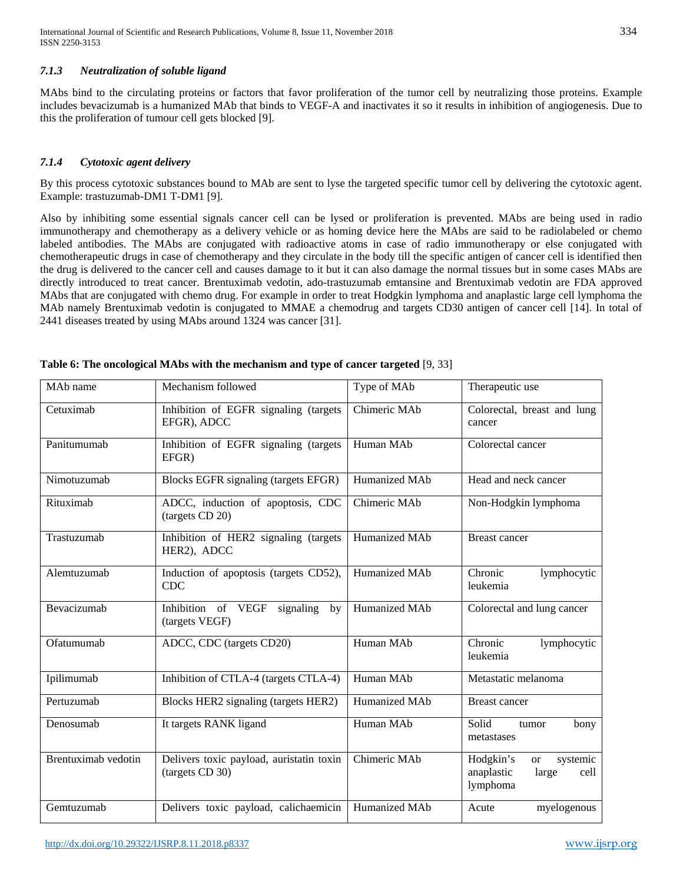#### *7.1.3 Neutralization of soluble ligand*

MAbs bind to the circulating proteins or factors that favor proliferation of the tumor cell by neutralizing those proteins. Example includes bevacizumab is a humanized MAb that binds to VEGF-A and inactivates it so it results in inhibition of angiogenesis. Due to this the proliferation of tumour cell gets blocked [9].

#### *7.1.4 Cytotoxic agent delivery*

By this process cytotoxic substances bound to MAb are sent to lyse the targeted specific tumor cell by delivering the cytotoxic agent. Example: trastuzumab-DM1 T-DM1 [9].

Also by inhibiting some essential signals cancer cell can be lysed or proliferation is prevented. MAbs are being used in radio immunotherapy and chemotherapy as a delivery vehicle or as homing device here the MAbs are said to be radiolabeled or chemo labeled antibodies. The MAbs are conjugated with radioactive atoms in case of radio immunotherapy or else conjugated with chemotherapeutic drugs in case of chemotherapy and they circulate in the body till the specific antigen of cancer cell is identified then the drug is delivered to the cancer cell and causes damage to it but it can also damage the normal tissues but in some cases MAbs are directly introduced to treat cancer. Brentuximab vedotin, ado-trastuzumab emtansine and Brentuximab vedotin are FDA approved MAbs that are conjugated with chemo drug. For example in order to treat Hodgkin lymphoma and anaplastic large cell lymphoma the MAb namely Brentuximab vedotin is conjugated to MMAE a chemodrug and targets CD30 antigen of cancer cell [14]. In total of 2441 diseases treated by using MAbs around 1324 was cancer [31].

**Table 6: The oncological MAbs with the mechanism and type of cancer targeted** [9, 33]

| MAb name | Mechanism followed | Type of MAb | Therapeutic use |
|---|---|---|---|
| Cetuximab | Inhibition of EGFR signaling (targets EFGR), ADCC | Chimeric MAb | Colorectal, breast and lung cancer |
| Panitumumab | Inhibition of EGFR signaling (targets EFGR) | Human MAb | Colorectal cancer |
| Nimotuzumab | Blocks EGFR signaling (targets EFGR) | Humanized MAb | Head and neck cancer |
| Rituximab | ADCC, induction of apoptosis, CDC (targets CD 20) | Chimeric MAb | Non-Hodgkin lymphoma |
| Trastuzumab | Inhibition of HER2 signaling (targets HER2), ADCC | Humanized MAb | Breast cancer |
| Alemtuzumab | Induction of apoptosis (targets CD52), CDC | Humanized MAb | Chronic lymphocytic leukemia |
| Bevacizumab | Inhibition of VEGF signaling by (targets VEGF) | Humanized MAb | Colorectal and lung cancer |
| Ofatumumab | ADCC, CDC (targets CD20) | Human MAb | Chronic lymphocytic leukemia |
| Ipilimumab | Inhibition of CTLA-4 (targets CTLA-4) | Human MAb | Metastatic melanoma |
| Pertuzumab | Blocks HER2 signaling (targets HER2) | Humanized MAb | Breast cancer |
| Denosumab | It targets RANK ligand | Human MAb | Solid tumor bony metastases |
| Brentuximab vedotin | Delivers toxic payload, auristatin toxin (targets CD 30) | Chimeric MAb | Hodgkin's or systemic anaplastic large cell lymphoma |
| Gemtuzumab | Delivers toxic payload, calichaemicin | Humanized MAb | Acute myelogenous |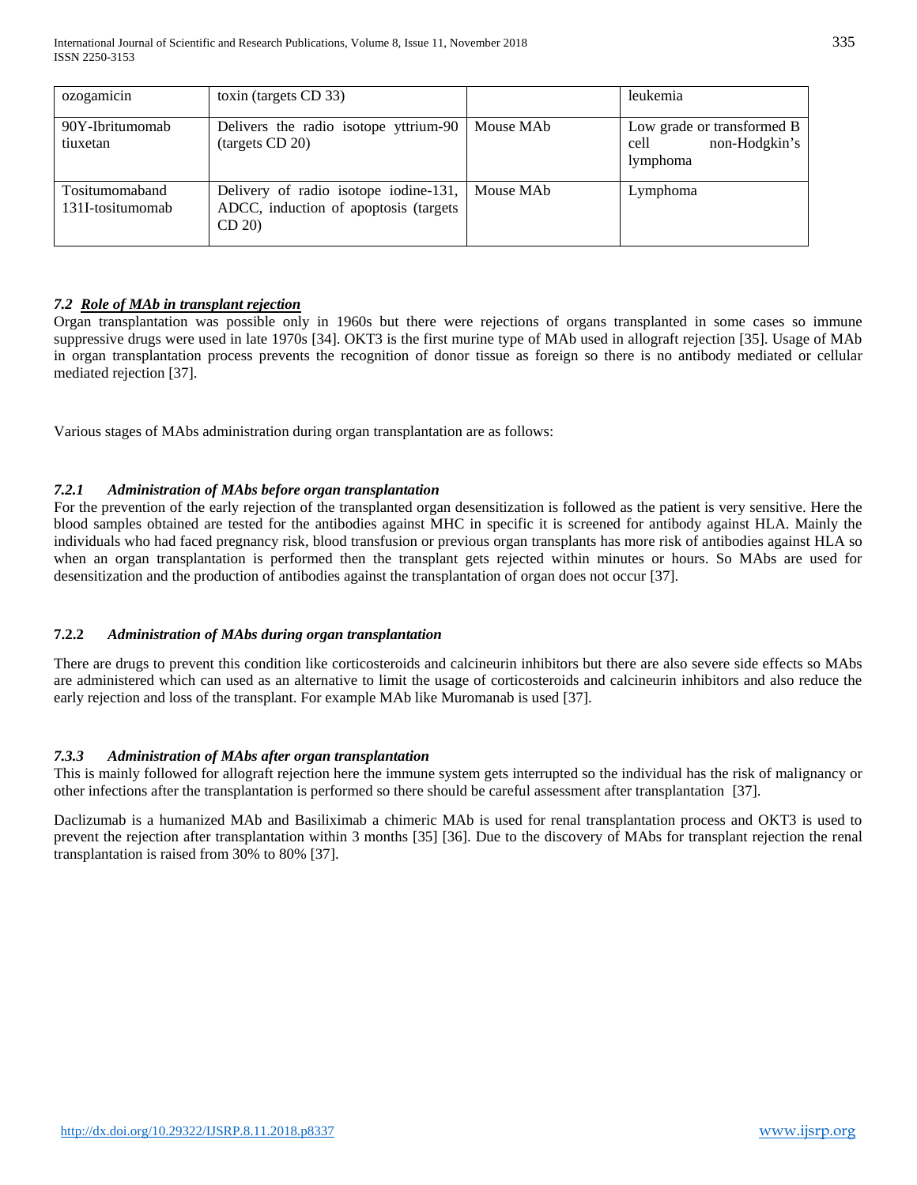| ozogamicin | toxin (targets CD 33) | | leukemia |
|---|---|---|---|
| 90Y-Ibritumomab tiuxetan | Delivers the radio isotope yttrium-90 (targets CD 20) | Mouse MAb | Low grade or transformed B cell non-Hodgkin's lymphoma |
| Tositumomaband 131I-tositumomab | Delivery of radio isotope iodine-131, ADCC, induction of apoptosis (targets CD 20) | Mouse MAb | Lymphoma |

### *7.2 Role of MAb in transplant rejection*

Organ transplantation was possible only in 1960s but there were rejections of organs transplanted in some cases so immune suppressive drugs were used in late 1970s [34]. OKT3 is the first murine type of MAb used in allograft rejection [35]. Usage of MAb in organ transplantation process prevents the recognition of donor tissue as foreign so there is no antibody mediated or cellular mediated rejection [37].

Various stages of MAbs administration during organ transplantation are as follows:

#### *7.2.1 Administration of MAbs before organ transplantation*

For the prevention of the early rejection of the transplanted organ desensitization is followed as the patient is very sensitive. Here the blood samples obtained are tested for the antibodies against MHC in specific it is screened for antibody against HLA. Mainly the individuals who had faced pregnancy risk, blood transfusion or previous organ transplants has more risk of antibodies against HLA so when an organ transplantation is performed then the transplant gets rejected within minutes or hours. So MAbs are used for desensitization and the production of antibodies against the transplantation of organ does not occur [37].

#### **7.2.2** *Administration of MAbs during organ transplantation*

There are drugs to prevent this condition like corticosteroids and calcineurin inhibitors but there are also severe side effects so MAbs are administered which can used as an alternative to limit the usage of corticosteroids and calcineurin inhibitors and also reduce the early rejection and loss of the transplant. For example MAb like Muromanab is used [37].

#### *7.3.3 Administration of MAbs after organ transplantation*

This is mainly followed for allograft rejection here the immune system gets interrupted so the individual has the risk of malignancy or other infections after the transplantation is performed so there should be careful assessment after transplantation [37].

Daclizumab is a humanized MAb and Basiliximab a chimeric MAb is used for renal transplantation process and OKT3 is used to prevent the rejection after transplantation within 3 months [35] [36]. Due to the discovery of MAbs for transplant rejection the renal transplantation is raised from 30% to 80% [37].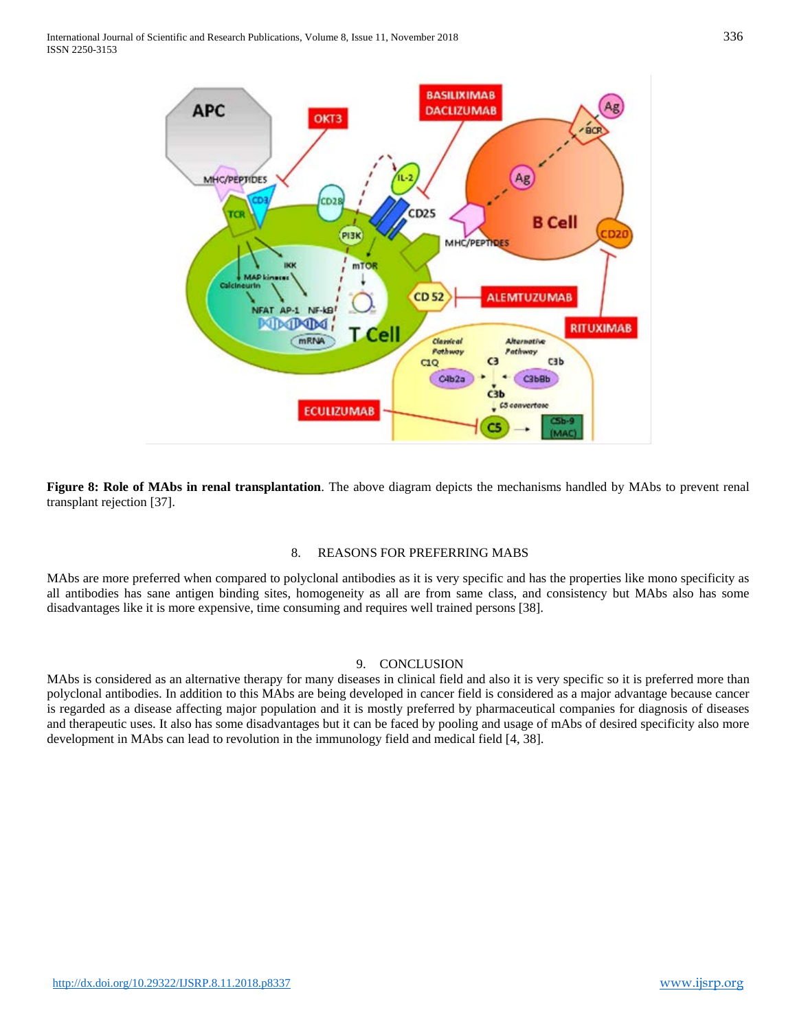**Figure 8: Role of MAbs in renal transplantation**. The above diagram depicts the mechanisms handled by MAbs to prevent renal transplant rejection [37].

## 8. REASONS FOR PREFERRING MABS

MAbs are more preferred when compared to polyclonal antibodies as it is very specific and has the properties like mono specificity as all antibodies has sane antigen binding sites, homogeneity as all are from same class, and consistency but MAbs also has some disadvantages like it is more expensive, time consuming and requires well trained persons [38].

## 9. CONCLUSION

MAbs is considered as an alternative therapy for many diseases in clinical field and also it is very specific so it is preferred more than polyclonal antibodies. In addition to this MAbs are being developed in cancer field is considered as a major advantage because cancer is regarded as a disease affecting major population and it is mostly preferred by pharmaceutical companies for diagnosis of diseases and therapeutic uses. It also has some disadvantages but it can be faced by pooling and usage of mAbs of desired specificity also more development in MAbs can lead to revolution in the immunology field and medical field [4, 38].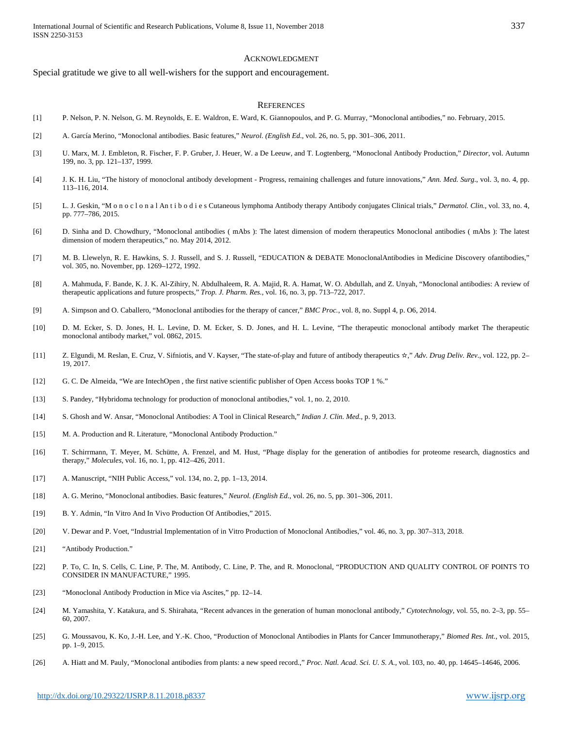## ACKNOWLEDGMENT

Special gratitude we give to all well-wishers for the support and encouragement.

## REFERENCES

[1] P. Nelson, P. N. Nelson, G. M. Reynolds, E. E. Waldron, E. Ward, K. Giannopoulos, and P. G. Murray, "Monoclonal antibodies," no. February, 2015.

[2] A. García Merino, "Monoclonal antibodies. Basic features," *Neurol. (English Ed.*, vol. 26, no. 5, pp. 301–306, 2011.

[3] U. Marx, M. J. Embleton, R. Fischer, F. P. Gruber, J. Heuer, W. a De Leeuw, and T. Logtenberg, "Monoclonal Antibody Production," *Director*, vol. Autumn 199, no. 3, pp. 121–137, 1999.

[4] J. K. H. Liu, "The history of monoclonal antibody development - Progress, remaining challenges and future innovations," *Ann. Med. Surg.*, vol. 3, no. 4, pp. 113–116, 2014.

[5] L. J. Geskin, "M o n o c l o n a l An t i b o d i e s Cutaneous lymphoma Antibody therapy Antibody conjugates Clinical trials," *Dermatol. Clin.*, vol. 33, no. 4, pp. 777–786, 2015.

[6] D. Sinha and D. Chowdhury, "Monoclonal antibodies ( mAbs ): The latest dimension of modern therapeutics Monoclonal antibodies ( mAbs ): The latest dimension of modern therapeutics," no. May 2014, 2012.

[7] M. B. Llewelyn, R. E. Hawkins, S. J. Russell, and S. J. Russell, "EDUCATION & DEBATE MonoclonalAntibodies in Medicine Discovery ofantibodies," vol. 305, no. November, pp. 1269–1272, 1992.

[8] A. Mahmuda, F. Bande, K. J. K. Al-Zihiry, N. Abdulhaleem, R. A. Majid, R. A. Hamat, W. O. Abdullah, and Z. Unyah, "Monoclonal antibodies: A review of therapeutic applications and future prospects," *Trop. J. Pharm. Res.*, vol. 16, no. 3, pp. 713–722, 2017.

[9] A. Simpson and O. Caballero, "Monoclonal antibodies for the therapy of cancer," *BMC Proc.*, vol. 8, no. Suppl 4, p. O6, 2014.

[10] D. M. Ecker, S. D. Jones, H. L. Levine, D. M. Ecker, S. D. Jones, and H. L. Levine, "The therapeutic monoclonal antibody market The therapeutic monoclonal antibody market," vol. 0862, 2015.

[11] Z. Elgundi, M. Reslan, E. Cruz, V. Sifniotis, and V. Kayser, "The state-of-play and future of antibody therapeutics ☆," *Adv. Drug Deliv. Rev.*, vol. 122, pp. 2–19, 2017.

[12] G. C. De Almeida, "We are IntechOpen , the first native scientific publisher of Open Access books TOP 1 %."

[13] S. Pandey, "Hybridoma technology for production of monoclonal antibodies," vol. 1, no. 2, 2010.

[14] S. Ghosh and W. Ansar, "Monoclonal Antibodies: A Tool in Clinical Research," *Indian J. Clin. Med.*, p. 9, 2013.

[15] M. A. Production and R. Literature, "Monoclonal Antibody Production."

[16] T. Schirrmann, T. Meyer, M. Schütte, A. Frenzel, and M. Hust, "Phage display for the generation of antibodies for proteome research, diagnostics and therapy," *Molecules*, vol. 16, no. 1, pp. 412–426, 2011.

[17] A. Manuscript, "NIH Public Access," vol. 134, no. 2, pp. 1–13, 2014.

[18] A. G. Merino, "Monoclonal antibodies. Basic features," *Neurol. (English Ed.*, vol. 26, no. 5, pp. 301–306, 2011.

[19] B. Y. Admin, "In Vitro And In Vivo Production Of Antibodies," 2015.

[20] V. Dewar and P. Voet, "Industrial Implementation of in Vitro Production of Monoclonal Antibodies," vol. 46, no. 3, pp. 307–313, 2018.

[21] "Antibody Production."

[22] P. To, C. In, S. Cells, C. Line, P. The, M. Antibody, C. Line, P. The, and R. Monoclonal, "PRODUCTION AND QUALITY CONTROL OF POINTS TO CONSIDER IN MANUFACTURE," 1995.

[23] "Monoclonal Antibody Production in Mice via Ascites," pp. 12–14.

[24] M. Yamashita, Y. Katakura, and S. Shirahata, "Recent advances in the generation of human monoclonal antibody," *Cytotechnology*, vol. 55, no. 2–3, pp. 55–60, 2007.

[25] G. Moussavou, K. Ko, J.-H. Lee, and Y.-K. Choo, "Production of Monoclonal Antibodies in Plants for Cancer Immunotherapy," *Biomed Res. Int.*, vol. 2015, pp. 1–9, 2015.

[26] A. Hiatt and M. Pauly, "Monoclonal antibodies from plants: a new speed record.," *Proc. Natl. Acad. Sci. U. S. A.*, vol. 103, no. 40, pp. 14645–14646, 2006.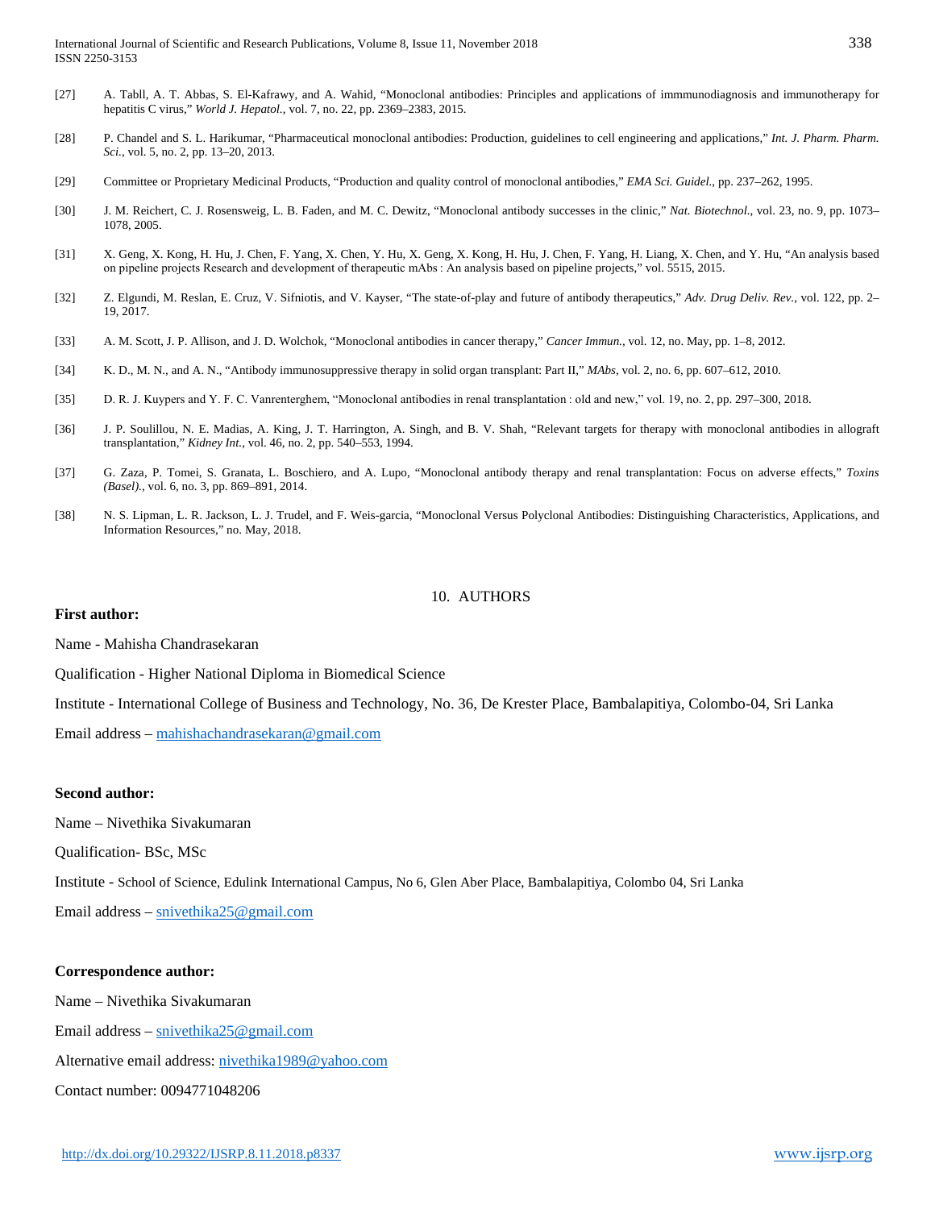[27] A. Tabll, A. T. Abbas, S. El-Kafrawy, and A. Wahid, "Monoclonal antibodies: Principles and applications of immmunodiagnosis and immunotherapy for hepatitis C virus," *World J. Hepatol.*, vol. 7, no. 22, pp. 2369–2383, 2015.

[28] P. Chandel and S. L. Harikumar, "Pharmaceutical monoclonal antibodies: Production, guidelines to cell engineering and applications," *Int. J. Pharm. Pharm. Sci.*, vol. 5, no. 2, pp. 13–20, 2013.

[29] Committee or Proprietary Medicinal Products, "Production and quality control of monoclonal antibodies," *EMA Sci. Guidel.*, pp. 237–262, 1995.

[30] J. M. Reichert, C. J. Rosensweig, L. B. Faden, and M. C. Dewitz, "Monoclonal antibody successes in the clinic," *Nat. Biotechnol.*, vol. 23, no. 9, pp. 1073–1078, 2005.

[31] X. Geng, X. Kong, H. Hu, J. Chen, F. Yang, X. Chen, Y. Hu, X. Geng, X. Kong, H. Hu, J. Chen, F. Yang, H. Liang, X. Chen, and Y. Hu, "An analysis based on pipeline projects Research and development of therapeutic mAbs : An analysis based on pipeline projects," vol. 5515, 2015.

[32] Z. Elgundi, M. Reslan, E. Cruz, V. Sifniotis, and V. Kayser, "The state-of-play and future of antibody therapeutics," *Adv. Drug Deliv. Rev.*, vol. 122, pp. 2–19, 2017.

[33] A. M. Scott, J. P. Allison, and J. D. Wolchok, "Monoclonal antibodies in cancer therapy," *Cancer Immun.*, vol. 12, no. May, pp. 1–8, 2012.

[34] K. D., M. N., and A. N., "Antibody immunosuppressive therapy in solid organ transplant: Part II," *MAbs*, vol. 2, no. 6, pp. 607–612, 2010.

[35] D. R. J. Kuypers and Y. F. C. Vanrenterghem, "Monoclonal antibodies in renal transplantation : old and new," vol. 19, no. 2, pp. 297–300, 2018.

[36] J. P. Soulillou, N. E. Madias, A. King, J. T. Harrington, A. Singh, and B. V. Shah, "Relevant targets for therapy with monoclonal antibodies in allograft transplantation," *Kidney Int.*, vol. 46, no. 2, pp. 540–553, 1994.

[37] G. Zaza, P. Tomei, S. Granata, L. Boschiero, and A. Lupo, "Monoclonal antibody therapy and renal transplantation: Focus on adverse effects," *Toxins (Basel).*, vol. 6, no. 3, pp. 869–891, 2014.

[38] N. S. Lipman, L. R. Jackson, L. J. Trudel, and F. Weis-garcia, "Monoclonal Versus Polyclonal Antibodies: Distinguishing Characteristics, Applications, and Information Resources," no. May, 2018.

## 10. AUTHORS

**First author:**

Name - Mahisha Chandrasekaran

Qualification - Higher National Diploma in Biomedical Science

Institute - International College of Business and Technology, No. 36, De Krester Place, Bambalapitiya, Colombo-04, Sri Lanka

Email address – mahishachandrasekaran@gmail.com

**Second author:**

Name – Nivethika Sivakumaran

Qualification- BSc, MSc

Institute - School of Science, Edulink International Campus, No 6, Glen Aber Place, Bambalapitiya, Colombo 04, Sri Lanka

Email address – snivethika25@gmail.com

**Correspondence author:**

Name – Nivethika Sivakumaran

Email address – snivethika25@gmail.com

Alternative email address: nivethika1989@yahoo.com

Contact number: 0094771048206